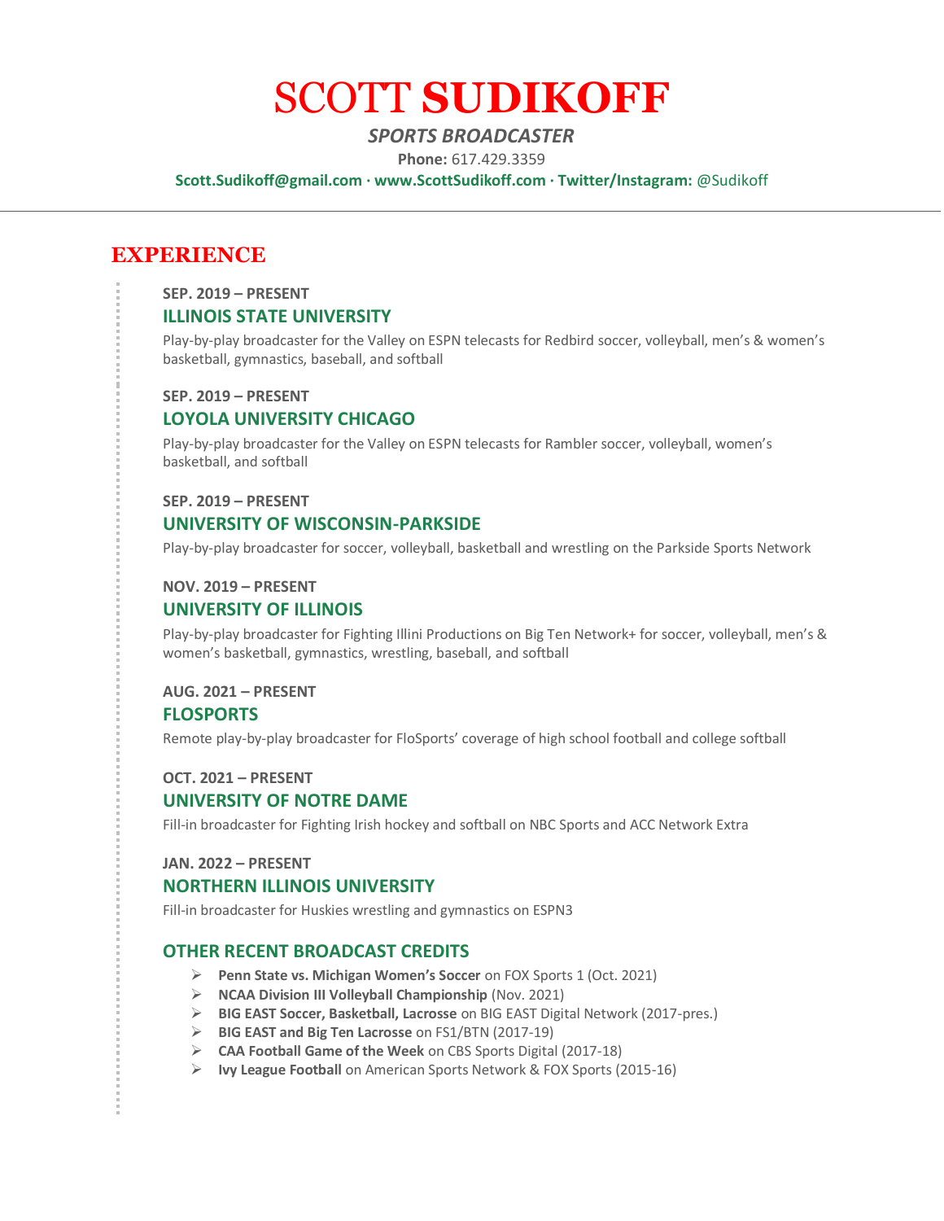# SCOTT **SUDIKOFF**

***SPORTS BROADCASTER***

**Phone:** 617.429.3359

**Scott.Sudikoff@gmail.com · www.ScottSudikoff.com · Twitter/Instagram:** @Sudikoff

---

## EXPERIENCE

**SEP. 2019 – PRESENT**

### ILLINOIS STATE UNIVERSITY

Play-by-play broadcaster for the Valley on ESPN telecasts for Redbird soccer, volleyball, men's & women's basketball, gymnastics, baseball, and softball

**SEP. 2019 – PRESENT**

### LOYOLA UNIVERSITY CHICAGO

Play-by-play broadcaster for the Valley on ESPN telecasts for Rambler soccer, volleyball, women's basketball, and softball

**SEP. 2019 – PRESENT**

### UNIVERSITY OF WISCONSIN-PARKSIDE

Play-by-play broadcaster for soccer, volleyball, basketball and wrestling on the Parkside Sports Network

**NOV. 2019 – PRESENT**

### UNIVERSITY OF ILLINOIS

Play-by-play broadcaster for Fighting Illini Productions on Big Ten Network+ for soccer, volleyball, men's & women's basketball, gymnastics, wrestling, baseball, and softball

**AUG. 2021 – PRESENT**

### FLOSPORTS

Remote play-by-play broadcaster for FloSports' coverage of high school football and college softball

**OCT. 2021 – PRESENT**

### UNIVERSITY OF NOTRE DAME

Fill-in broadcaster for Fighting Irish hockey and softball on NBC Sports and ACC Network Extra

**JAN. 2022 – PRESENT**

### NORTHERN ILLINOIS UNIVERSITY

Fill-in broadcaster for Huskies wrestling and gymnastics on ESPN3

### OTHER RECENT BROADCAST CREDITS

- **Penn State vs. Michigan Women's Soccer** on FOX Sports 1 (Oct. 2021)
- **NCAA Division III Volleyball Championship** (Nov. 2021)
- **BIG EAST Soccer, Basketball, Lacrosse** on BIG EAST Digital Network (2017-pres.)
- **BIG EAST and Big Ten Lacrosse** on FS1/BTN (2017-19)
- **CAA Football Game of the Week** on CBS Sports Digital (2017-18)
- **Ivy League Football** on American Sports Network & FOX Sports (2015-16)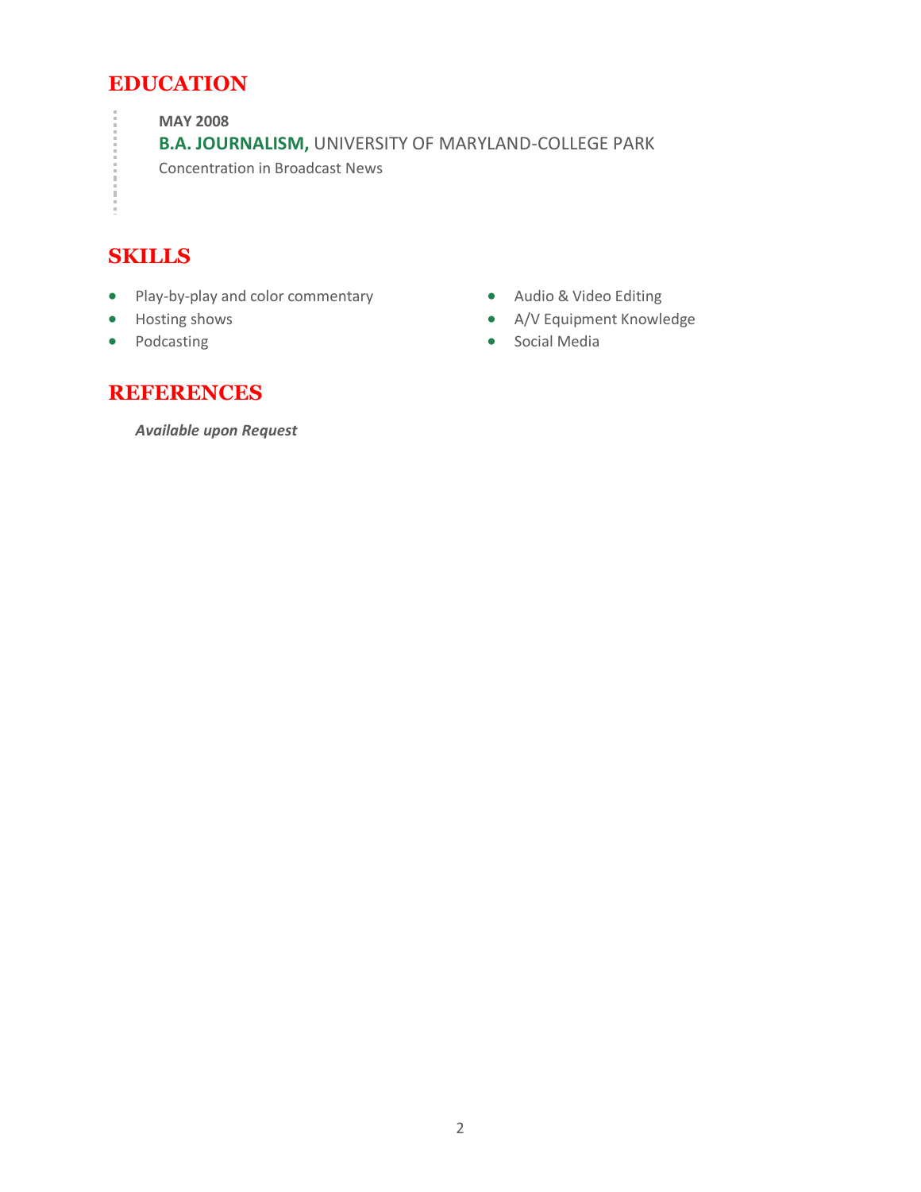## EDUCATION

**MAY 2008**

**B.A. JOURNALISM,** UNIVERSITY OF MARYLAND-COLLEGE PARK

Concentration in Broadcast News

## SKILLS

- Play-by-play and color commentary
- Hosting shows
- Podcasting
- Audio & Video Editing
- A/V Equipment Knowledge
- Social Media

## REFERENCES

***Available upon Request***